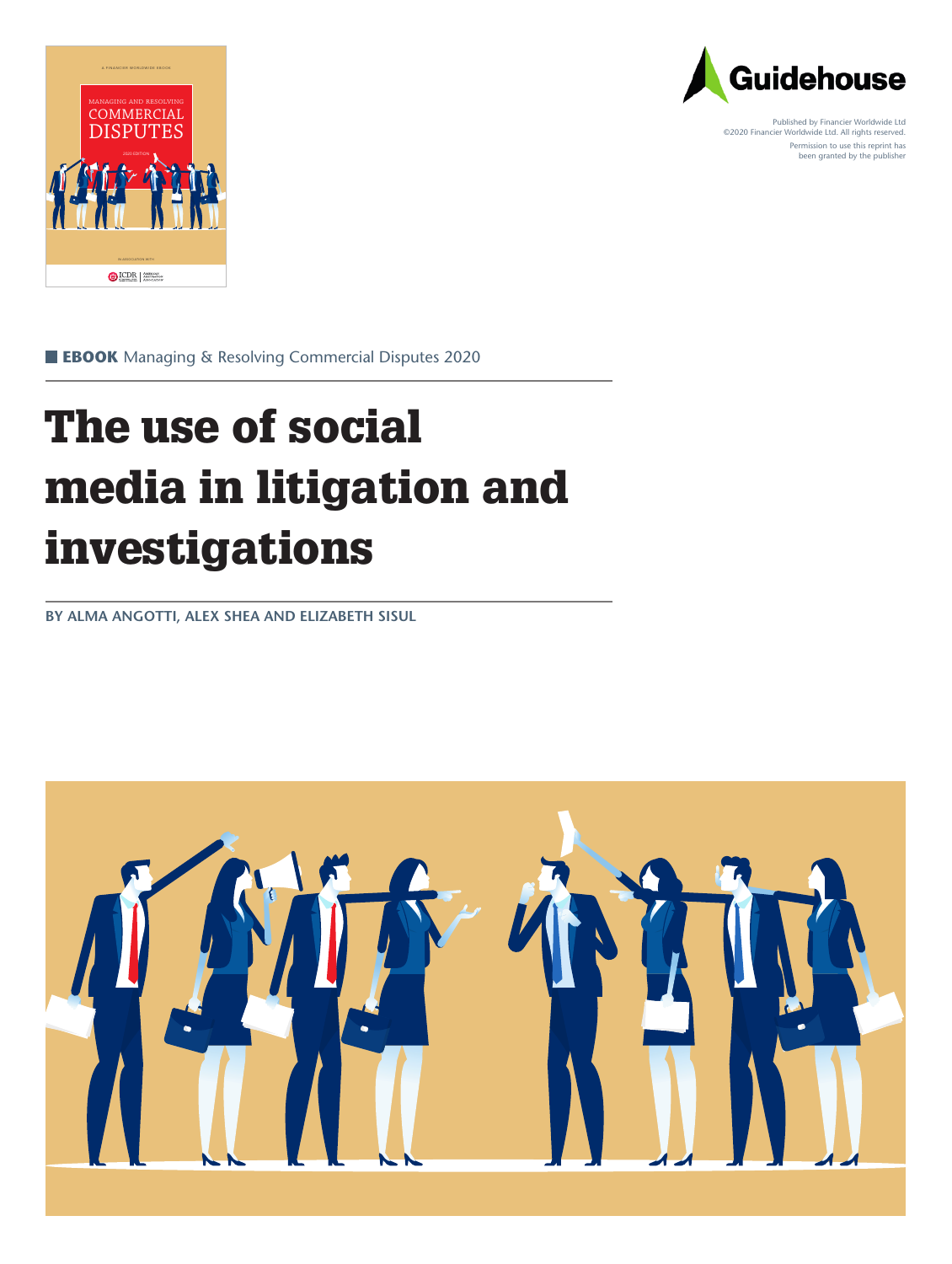Published by Financier Worldwide Ltd
©2020 Financier Worldwide Ltd. All rights reserved.
Permission to use this reprint has been granted by the publisher

**EBOOK** Managing & Resolving Commercial Disputes 2020

# The use of social media in litigation and investigations

**BY ALMA ANGOTTI, ALEX SHEA AND ELIZABETH SISUL**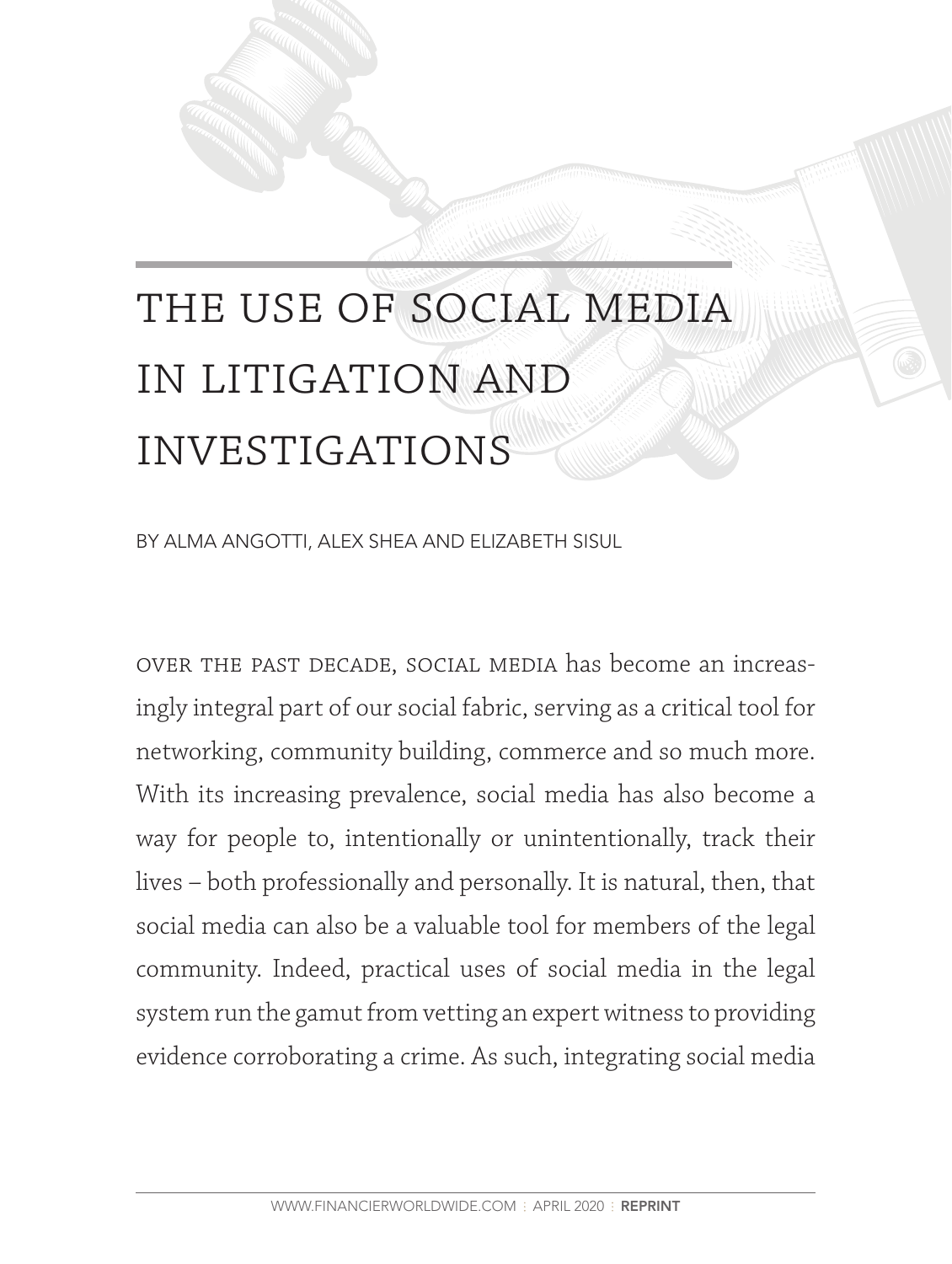# THE USE OF SOCIAL MEDIA IN LITIGATION AND INVESTIGATIONS

BY ALMA ANGOTTI, ALEX SHEA AND ELIZABETH SISUL

OVER THE PAST DECADE, SOCIAL MEDIA has become an increasingly integral part of our social fabric, serving as a critical tool for networking, community building, commerce and so much more. With its increasing prevalence, social media has also become a way for people to, intentionally or unintentionally, track their lives – both professionally and personally. It is natural, then, that social media can also be a valuable tool for members of the legal community. Indeed, practical uses of social media in the legal system run the gamut from vetting an expert witness to providing evidence corroborating a crime. As such, integrating social media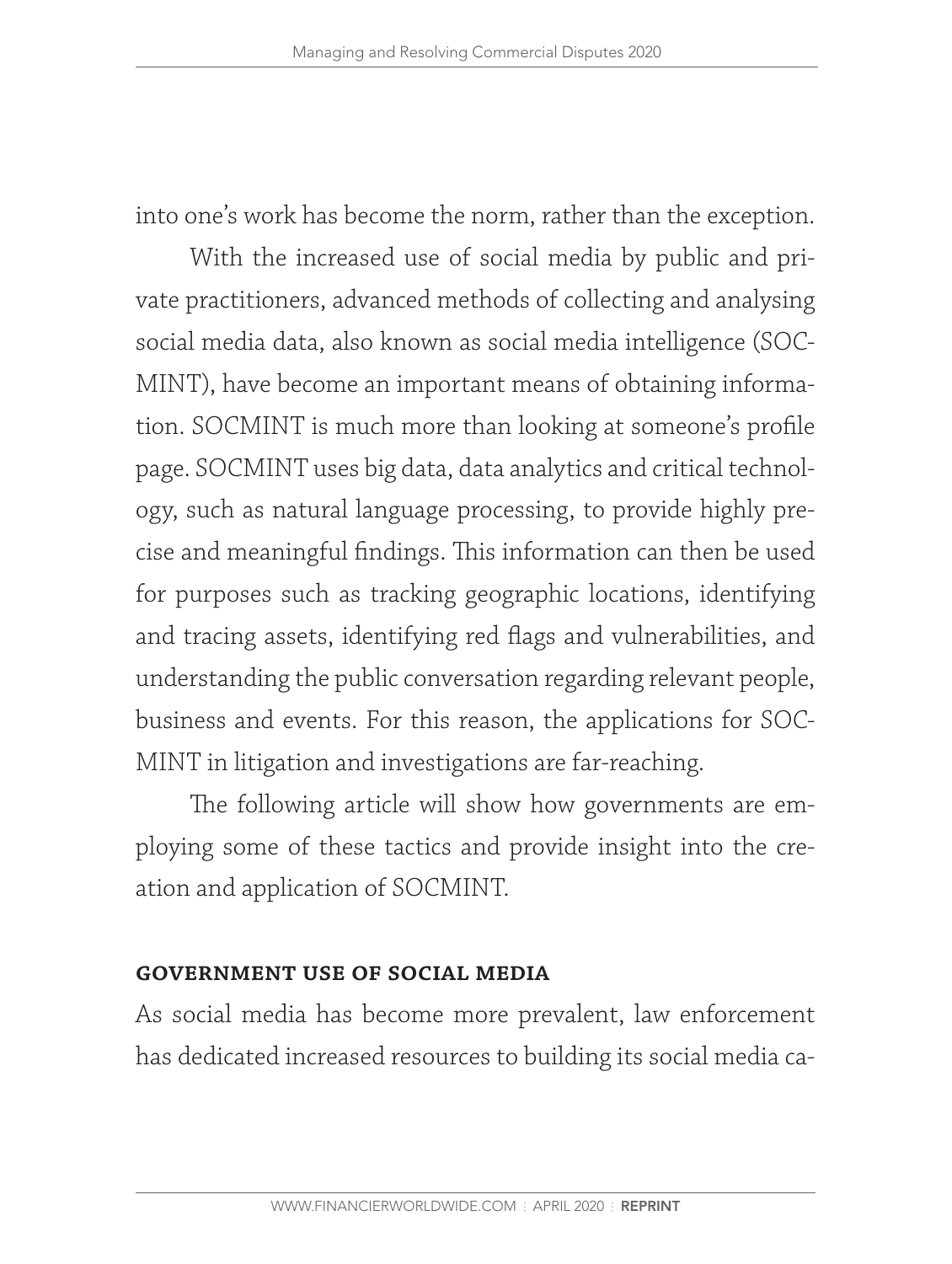into one's work has become the norm, rather than the exception.

With the increased use of social media by public and private practitioners, advanced methods of collecting and analysing social media data, also known as social media intelligence (SOCMINT), have become an important means of obtaining information. SOCMINT is much more than looking at someone's profile page. SOCMINT uses big data, data analytics and critical technology, such as natural language processing, to provide highly precise and meaningful findings. This information can then be used for purposes such as tracking geographic locations, identifying and tracing assets, identifying red flags and vulnerabilities, and understanding the public conversation regarding relevant people, business and events. For this reason, the applications for SOCMINT in litigation and investigations are far-reaching.

The following article will show how governments are employing some of these tactics and provide insight into the creation and application of SOCMINT.

## GOVERNMENT USE OF SOCIAL MEDIA

As social media has become more prevalent, law enforcement has dedicated increased resources to building its social media ca-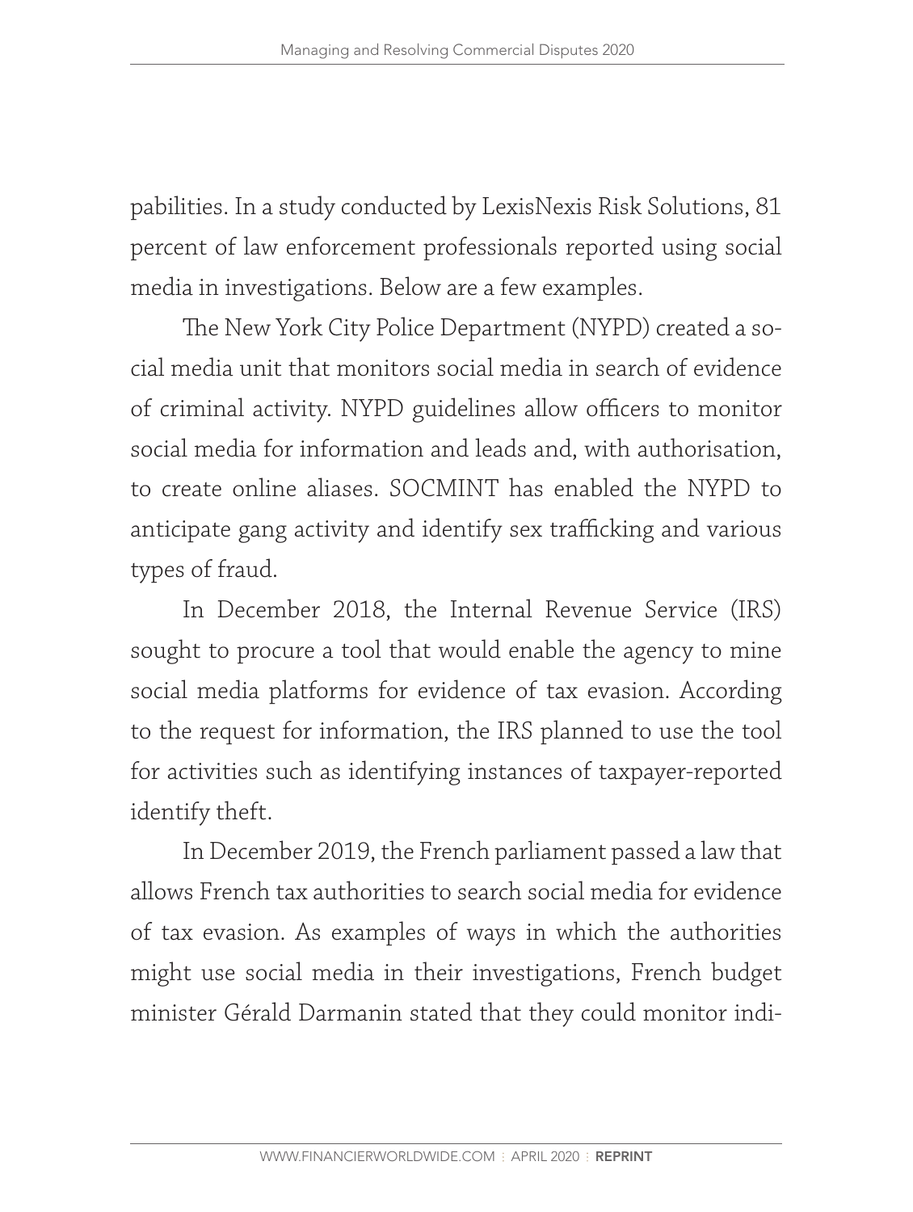pabilities. In a study conducted by LexisNexis Risk Solutions, 81 percent of law enforcement professionals reported using social media in investigations. Below are a few examples.

The New York City Police Department (NYPD) created a social media unit that monitors social media in search of evidence of criminal activity. NYPD guidelines allow officers to monitor social media for information and leads and, with authorisation, to create online aliases. SOCMINT has enabled the NYPD to anticipate gang activity and identify sex trafficking and various types of fraud.

In December 2018, the Internal Revenue Service (IRS) sought to procure a tool that would enable the agency to mine social media platforms for evidence of tax evasion. According to the request for information, the IRS planned to use the tool for activities such as identifying instances of taxpayer-reported identify theft.

In December 2019, the French parliament passed a law that allows French tax authorities to search social media for evidence of tax evasion. As examples of ways in which the authorities might use social media in their investigations, French budget minister Gérald Darmanin stated that they could monitor indi-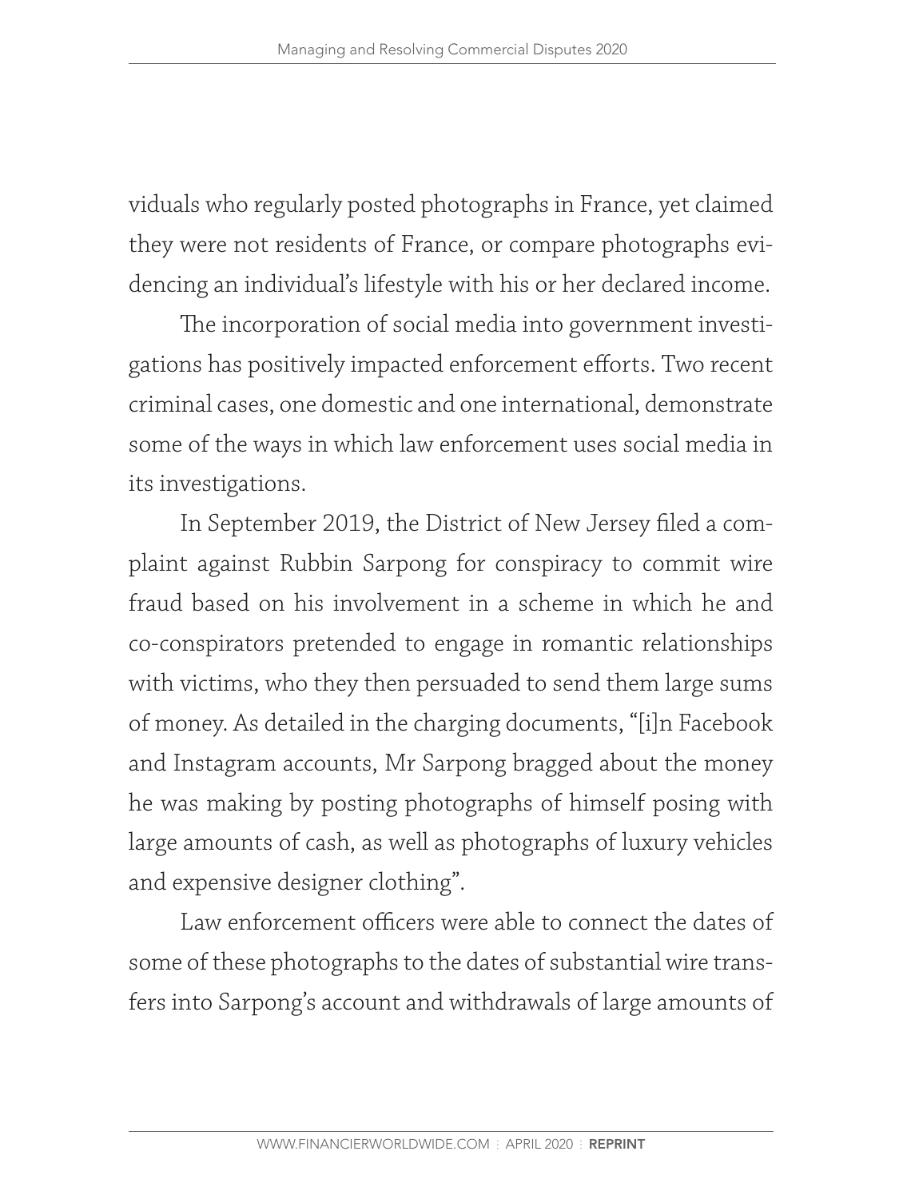viduals who regularly posted photographs in France, yet claimed they were not residents of France, or compare photographs evidencing an individual's lifestyle with his or her declared income.

The incorporation of social media into government investigations has positively impacted enforcement efforts. Two recent criminal cases, one domestic and one international, demonstrate some of the ways in which law enforcement uses social media in its investigations.

In September 2019, the District of New Jersey filed a complaint against Rubbin Sarpong for conspiracy to commit wire fraud based on his involvement in a scheme in which he and co-conspirators pretended to engage in romantic relationships with victims, who they then persuaded to send them large sums of money. As detailed in the charging documents, "[i]n Facebook and Instagram accounts, Mr Sarpong bragged about the money he was making by posting photographs of himself posing with large amounts of cash, as well as photographs of luxury vehicles and expensive designer clothing".

Law enforcement officers were able to connect the dates of some of these photographs to the dates of substantial wire transfers into Sarpong's account and withdrawals of large amounts of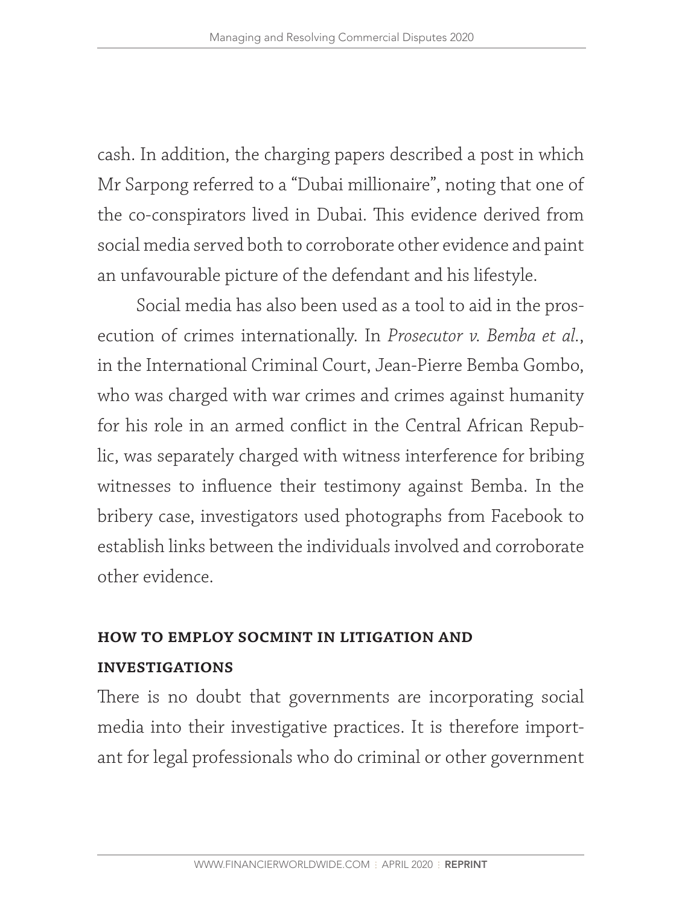cash. In addition, the charging papers described a post in which Mr Sarpong referred to a "Dubai millionaire", noting that one of the co-conspirators lived in Dubai. This evidence derived from social media served both to corroborate other evidence and paint an unfavourable picture of the defendant and his lifestyle.

Social media has also been used as a tool to aid in the prosecution of crimes internationally. In *Prosecutor v. Bemba et al.*, in the International Criminal Court, Jean-Pierre Bemba Gombo, who was charged with war crimes and crimes against humanity for his role in an armed conflict in the Central African Republic, was separately charged with witness interference for bribing witnesses to influence their testimony against Bemba. In the bribery case, investigators used photographs from Facebook to establish links between the individuals involved and corroborate other evidence.

## HOW TO EMPLOY SOCMINT IN LITIGATION AND INVESTIGATIONS

There is no doubt that governments are incorporating social media into their investigative practices. It is therefore important for legal professionals who do criminal or other government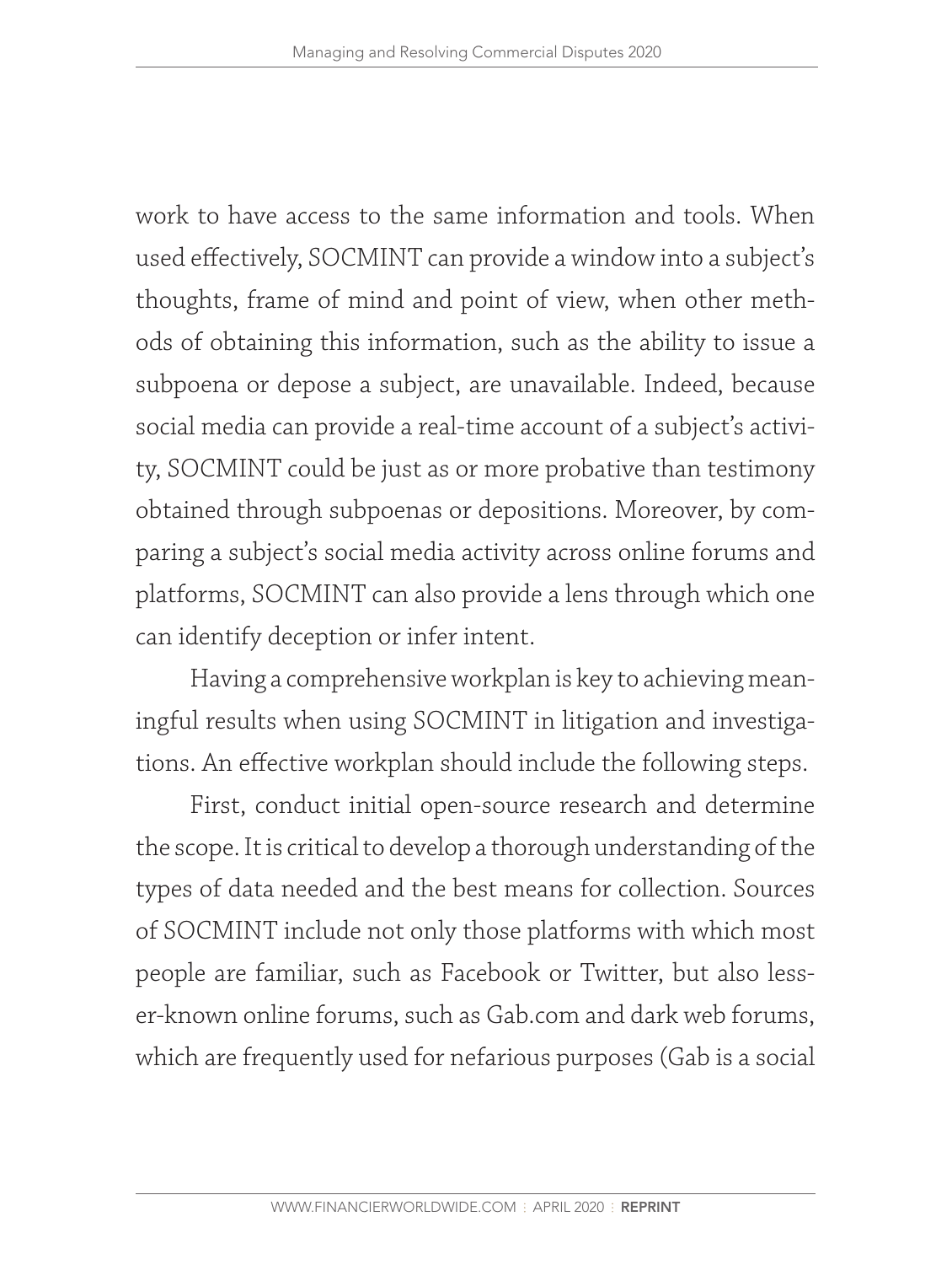work to have access to the same information and tools. When used effectively, SOCMINT can provide a window into a subject's thoughts, frame of mind and point of view, when other methods of obtaining this information, such as the ability to issue a subpoena or depose a subject, are unavailable. Indeed, because social media can provide a real-time account of a subject's activity, SOCMINT could be just as or more probative than testimony obtained through subpoenas or depositions. Moreover, by comparing a subject's social media activity across online forums and platforms, SOCMINT can also provide a lens through which one can identify deception or infer intent.

Having a comprehensive workplan is key to achieving meaningful results when using SOCMINT in litigation and investigations. An effective workplan should include the following steps.

First, conduct initial open-source research and determine the scope. It is critical to develop a thorough understanding of the types of data needed and the best means for collection. Sources of SOCMINT include not only those platforms with which most people are familiar, such as Facebook or Twitter, but also lesser-known online forums, such as Gab.com and dark web forums, which are frequently used for nefarious purposes (Gab is a social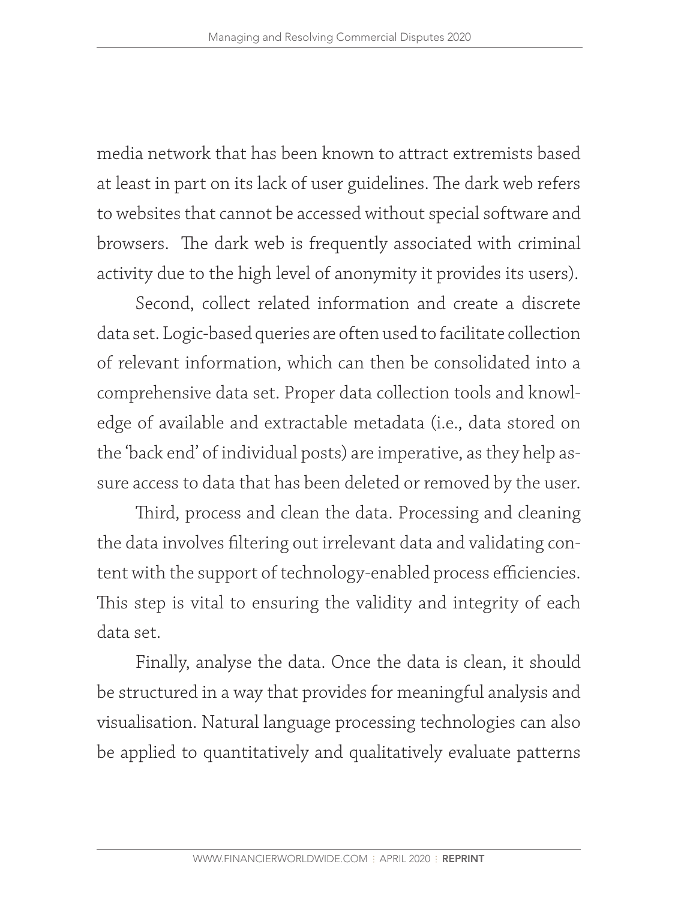media network that has been known to attract extremists based at least in part on its lack of user guidelines. The dark web refers to websites that cannot be accessed without special software and browsers. The dark web is frequently associated with criminal activity due to the high level of anonymity it provides its users).

Second, collect related information and create a discrete data set. Logic-based queries are often used to facilitate collection of relevant information, which can then be consolidated into a comprehensive data set. Proper data collection tools and knowledge of available and extractable metadata (i.e., data stored on the 'back end' of individual posts) are imperative, as they help assure access to data that has been deleted or removed by the user.

Third, process and clean the data. Processing and cleaning the data involves filtering out irrelevant data and validating content with the support of technology-enabled process efficiencies. This step is vital to ensuring the validity and integrity of each data set.

Finally, analyse the data. Once the data is clean, it should be structured in a way that provides for meaningful analysis and visualisation. Natural language processing technologies can also be applied to quantitatively and qualitatively evaluate patterns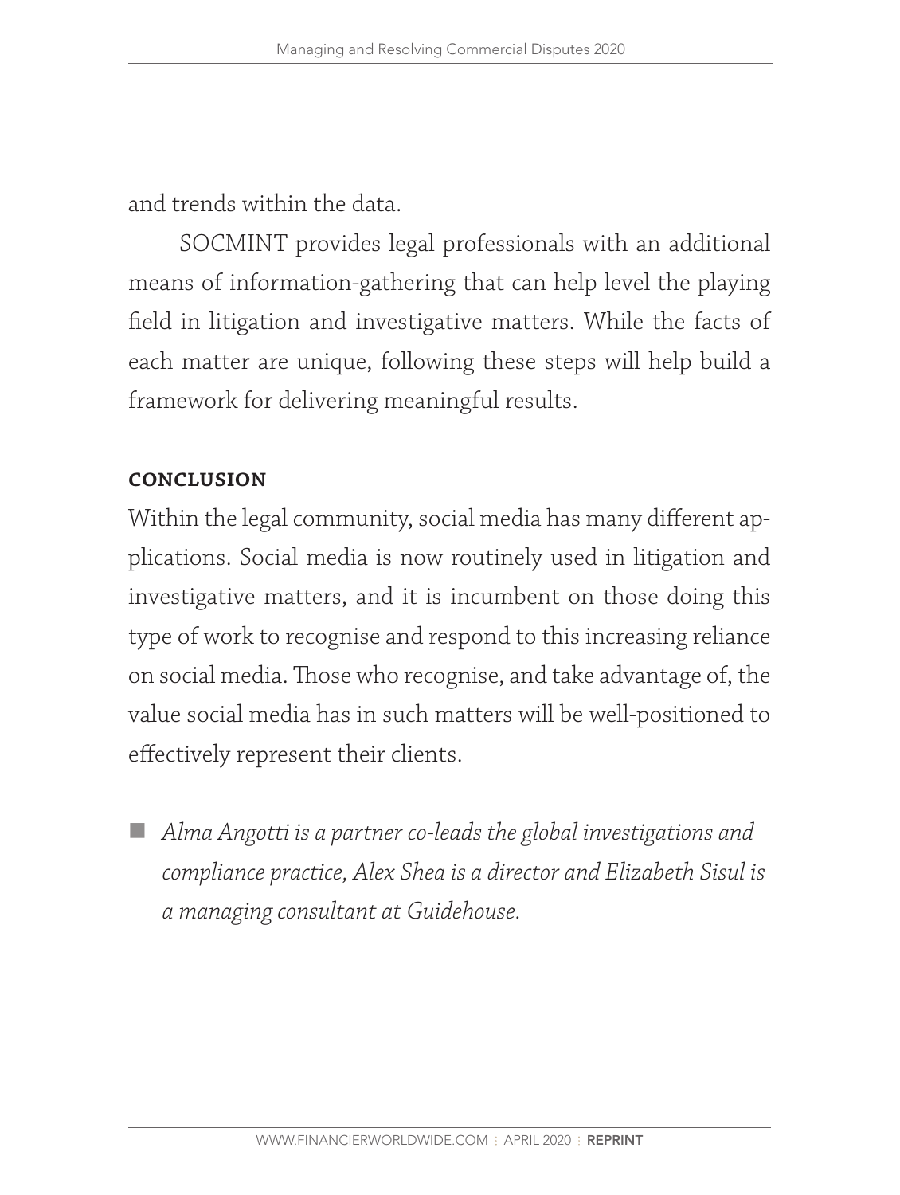and trends within the data.

SOCMINT provides legal professionals with an additional means of information-gathering that can help level the playing field in litigation and investigative matters. While the facts of each matter are unique, following these steps will help build a framework for delivering meaningful results.

## CONCLUSION

Within the legal community, social media has many different applications. Social media is now routinely used in litigation and investigative matters, and it is incumbent on those doing this type of work to recognise and respond to this increasing reliance on social media. Those who recognise, and take advantage of, the value social media has in such matters will be well-positioned to effectively represent their clients.

■ *Alma Angotti is a partner co-leads the global investigations and compliance practice, Alex Shea is a director and Elizabeth Sisul is a managing consultant at Guidehouse.*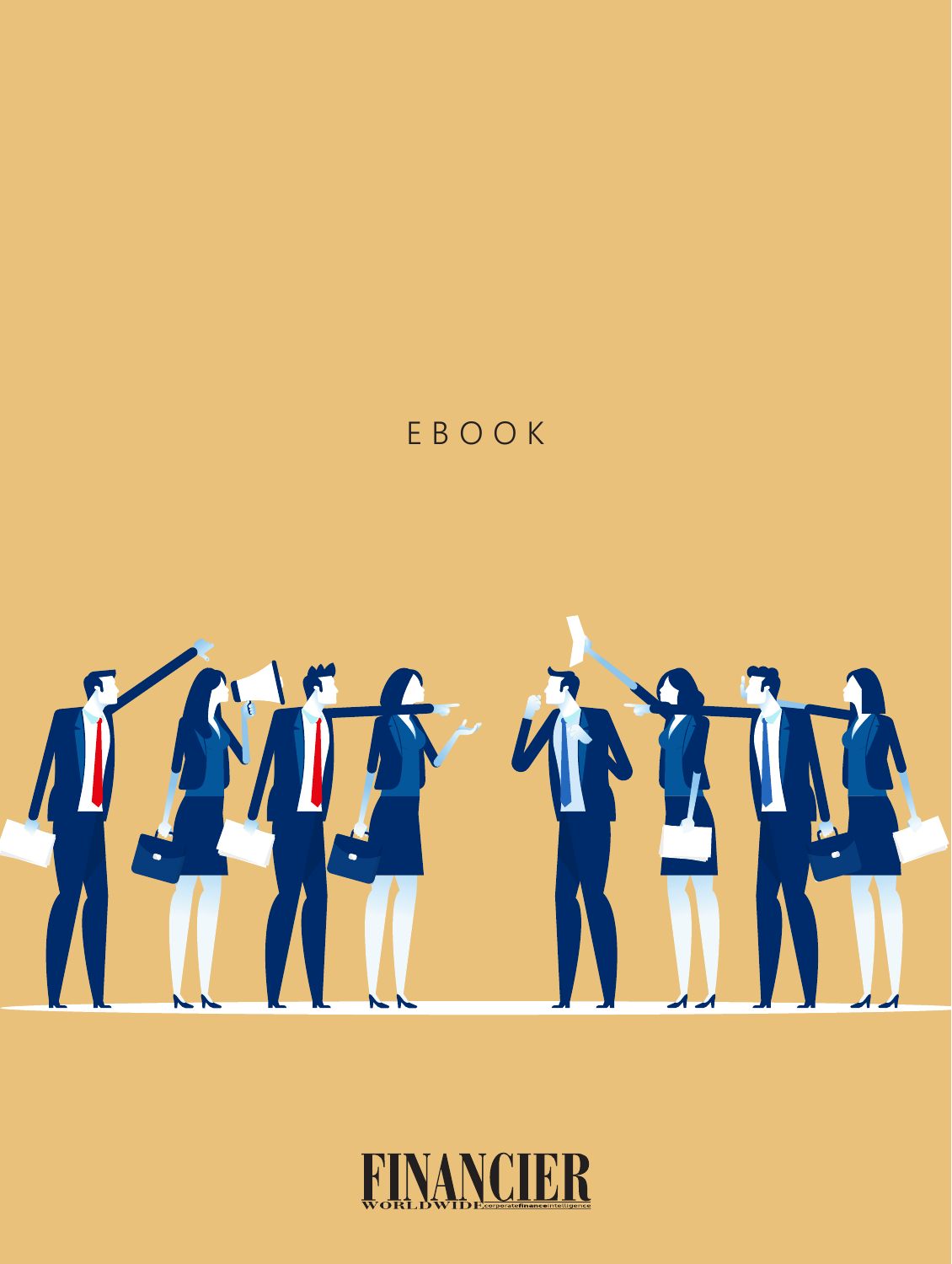EBOOK

FINANCIER
WORLDWIDE corporatefinanceintelligence